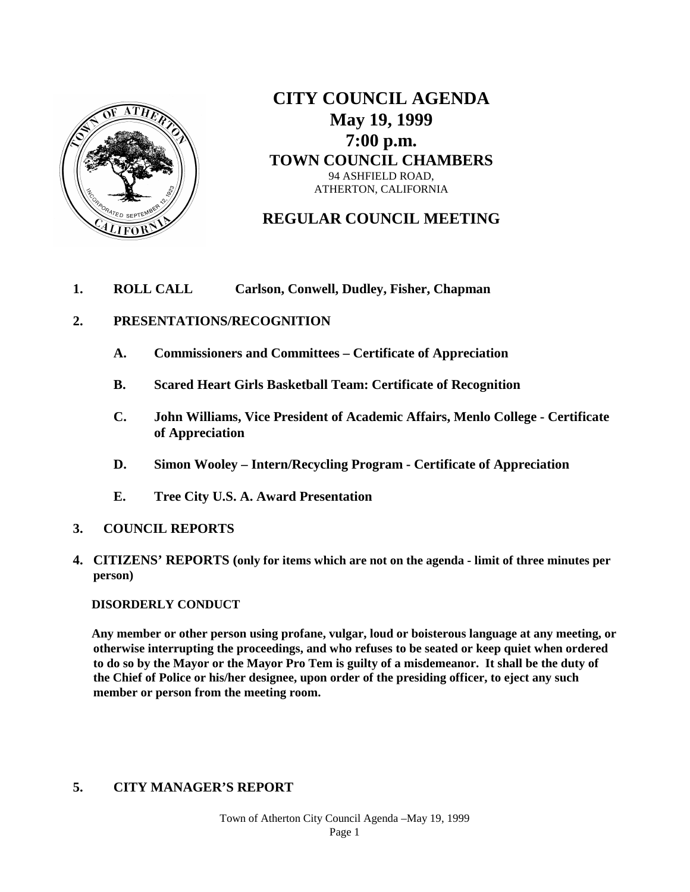# CITY COUNCIL AGENDA
## May 19, 1999
## 7:00 p.m.
### TOWN COUNCIL CHAMBERS

94 ASHFIELD ROAD,
ATHERTON, CALIFORNIA

## REGULAR COUNCIL MEETING

**1. ROLL CALL Carlson, Conwell, Dudley, Fisher, Chapman**

**2. PRESENTATIONS/RECOGNITION**

- **A. Commissioners and Committees – Certificate of Appreciation**
- **B. Scared Heart Girls Basketball Team: Certificate of Recognition**
- **C. John Williams, Vice President of Academic Affairs, Menlo College - Certificate of Appreciation**
- **D. Simon Wooley – Intern/Recycling Program - Certificate of Appreciation**
- **E. Tree City U.S. A. Award Presentation**

**3. COUNCIL REPORTS**

**4. CITIZENS' REPORTS (only for items which are not on the agenda - limit of three minutes per person)**

**DISORDERLY CONDUCT**

**Any member or other person using profane, vulgar, loud or boisterous language at any meeting, or otherwise interrupting the proceedings, and who refuses to be seated or keep quiet when ordered to do so by the Mayor or the Mayor Pro Tem is guilty of a misdemeanor. It shall be the duty of the Chief of Police or his/her designee, upon order of the presiding officer, to eject any such member or person from the meeting room.**

**5. CITY MANAGER'S REPORT**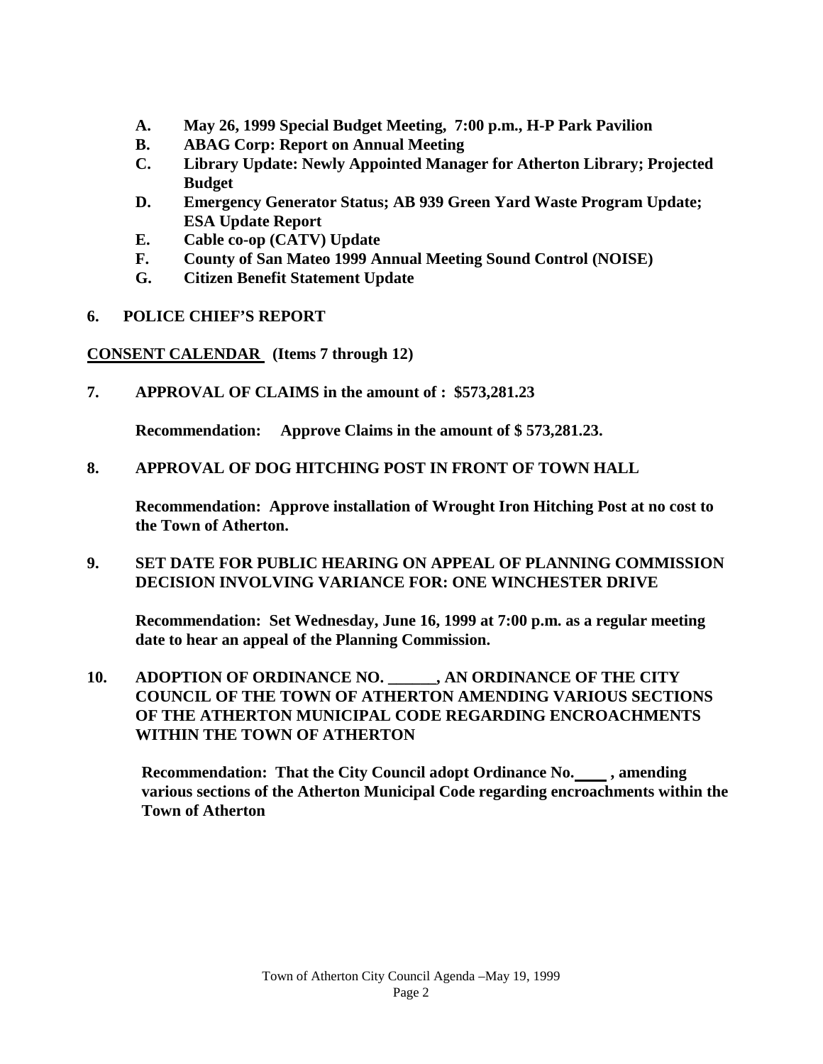- **A. May 26, 1999 Special Budget Meeting, 7:00 p.m., H-P Park Pavilion**
- **B. ABAG Corp: Report on Annual Meeting**
- **C. Library Update: Newly Appointed Manager for Atherton Library; Projected Budget**
- **D. Emergency Generator Status; AB 939 Green Yard Waste Program Update; ESA Update Report**
- **E. Cable co-op (CATV) Update**
- **F. County of San Mateo 1999 Annual Meeting Sound Control (NOISE)**
- **G. Citizen Benefit Statement Update**

**6. POLICE CHIEF'S REPORT**

**CONSENT CALENDAR (Items 7 through 12)**

**7. APPROVAL OF CLAIMS in the amount of : $573,281.23**

**Recommendation: Approve Claims in the amount of $ 573,281.23.**

**8. APPROVAL OF DOG HITCHING POST IN FRONT OF TOWN HALL**

**Recommendation: Approve installation of Wrought Iron Hitching Post at no cost to the Town of Atherton.**

**9. SET DATE FOR PUBLIC HEARING ON APPEAL OF PLANNING COMMISSION DECISION INVOLVING VARIANCE FOR: ONE WINCHESTER DRIVE**

**Recommendation: Set Wednesday, June 16, 1999 at 7:00 p.m. as a regular meeting date to hear an appeal of the Planning Commission.**

**10. ADOPTION OF ORDINANCE NO. \_\_\_\_\_\_, AN ORDINANCE OF THE CITY COUNCIL OF THE TOWN OF ATHERTON AMENDING VARIOUS SECTIONS OF THE ATHERTON MUNICIPAL CODE REGARDING ENCROACHMENTS WITHIN THE TOWN OF ATHERTON**

**Recommendation: That the City Council adopt Ordinance No.\_\_\_\_ , amending various sections of the Atherton Municipal Code regarding encroachments within the Town of Atherton**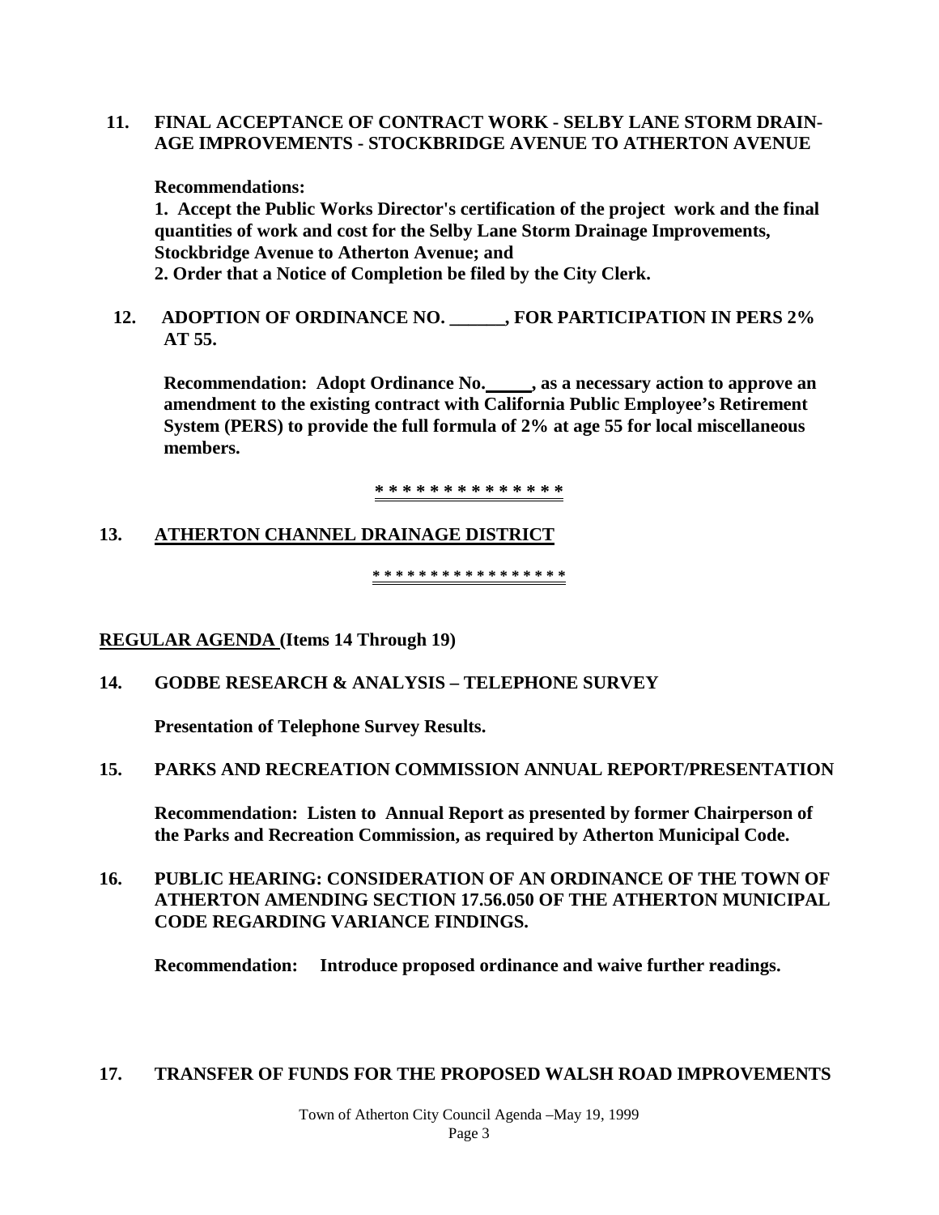**11. FINAL ACCEPTANCE OF CONTRACT WORK - SELBY LANE STORM DRAIN-AGE IMPROVEMENTS - STOCKBRIDGE AVENUE TO ATHERTON AVENUE**

**Recommendations:**
**1. Accept the Public Works Director's certification of the project work and the final quantities of work and cost for the Selby Lane Storm Drainage Improvements, Stockbridge Avenue to Atherton Avenue; and**
**2. Order that a Notice of Completion be filed by the City Clerk.**

**12. ADOPTION OF ORDINANCE NO. ______, FOR PARTICIPATION IN PERS 2% AT 55.**

**Recommendation: Adopt Ordinance No. _____, as a necessary action to approve an amendment to the existing contract with California Public Employee's Retirement System (PERS) to provide the full formula of 2% at age 55 for local miscellaneous members.**

**\* \* \* \* \* \* \* \* \* \* \* \* \* \***

**13. <u>ATHERTON CHANNEL DRAINAGE DISTRICT</u>**

**\* \* \* \* \* \* \* \* \* \* \* \* \* \* \* \* \***

**<u>REGULAR AGENDA</u> (Items 14 Through 19)**

**14. GODBE RESEARCH & ANALYSIS – TELEPHONE SURVEY**

**Presentation of Telephone Survey Results.**

**15. PARKS AND RECREATION COMMISSION ANNUAL REPORT/PRESENTATION**

**Recommendation: Listen to Annual Report as presented by former Chairperson of the Parks and Recreation Commission, as required by Atherton Municipal Code.**

**16. PUBLIC HEARING: CONSIDERATION OF AN ORDINANCE OF THE TOWN OF ATHERTON AMENDING SECTION 17.56.050 OF THE ATHERTON MUNICIPAL CODE REGARDING VARIANCE FINDINGS.**

**Recommendation: Introduce proposed ordinance and waive further readings.**

**17. TRANSFER OF FUNDS FOR THE PROPOSED WALSH ROAD IMPROVEMENTS**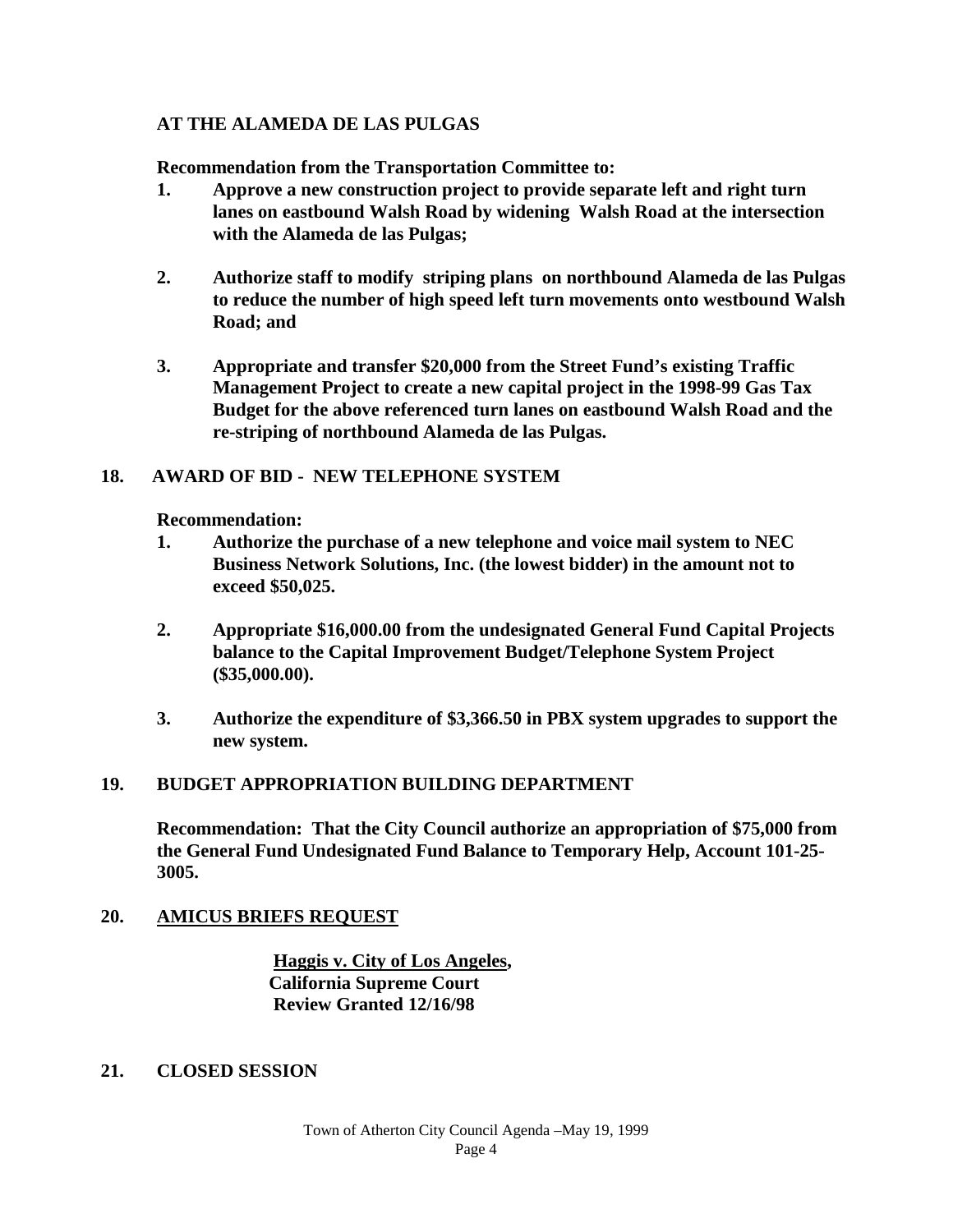**AT THE ALAMEDA DE LAS PULGAS**

**Recommendation from the Transportation Committee to:**

1. **Approve a new construction project to provide separate left and right turn lanes on eastbound Walsh Road by widening Walsh Road at the intersection with the Alameda de las Pulgas;**

2. **Authorize staff to modify striping plans on northbound Alameda de las Pulgas to reduce the number of high speed left turn movements onto westbound Walsh Road; and**

3. **Appropriate and transfer $20,000 from the Street Fund's existing Traffic Management Project to create a new capital project in the 1998-99 Gas Tax Budget for the above referenced turn lanes on eastbound Walsh Road and the re-striping of northbound Alameda de las Pulgas.**

## 18. AWARD OF BID - NEW TELEPHONE SYSTEM

**Recommendation:**

1. **Authorize the purchase of a new telephone and voice mail system to NEC Business Network Solutions, Inc. (the lowest bidder) in the amount not to exceed $50,025.**

2. **Appropriate $16,000.00 from the undesignated General Fund Capital Projects balance to the Capital Improvement Budget/Telephone System Project ($35,000.00).**

3. **Authorize the expenditure of $3,366.50 in PBX system upgrades to support the new system.**

## 19. BUDGET APPROPRIATION BUILDING DEPARTMENT

**Recommendation: That the City Council authorize an appropriation of $75,000 from the General Fund Undesignated Fund Balance to Temporary Help, Account 101-25-3005.**

## 20. AMICUS BRIEFS REQUEST

**Haggis v. City of Los Angeles,**
**California Supreme Court**
**Review Granted 12/16/98**

## 21. CLOSED SESSION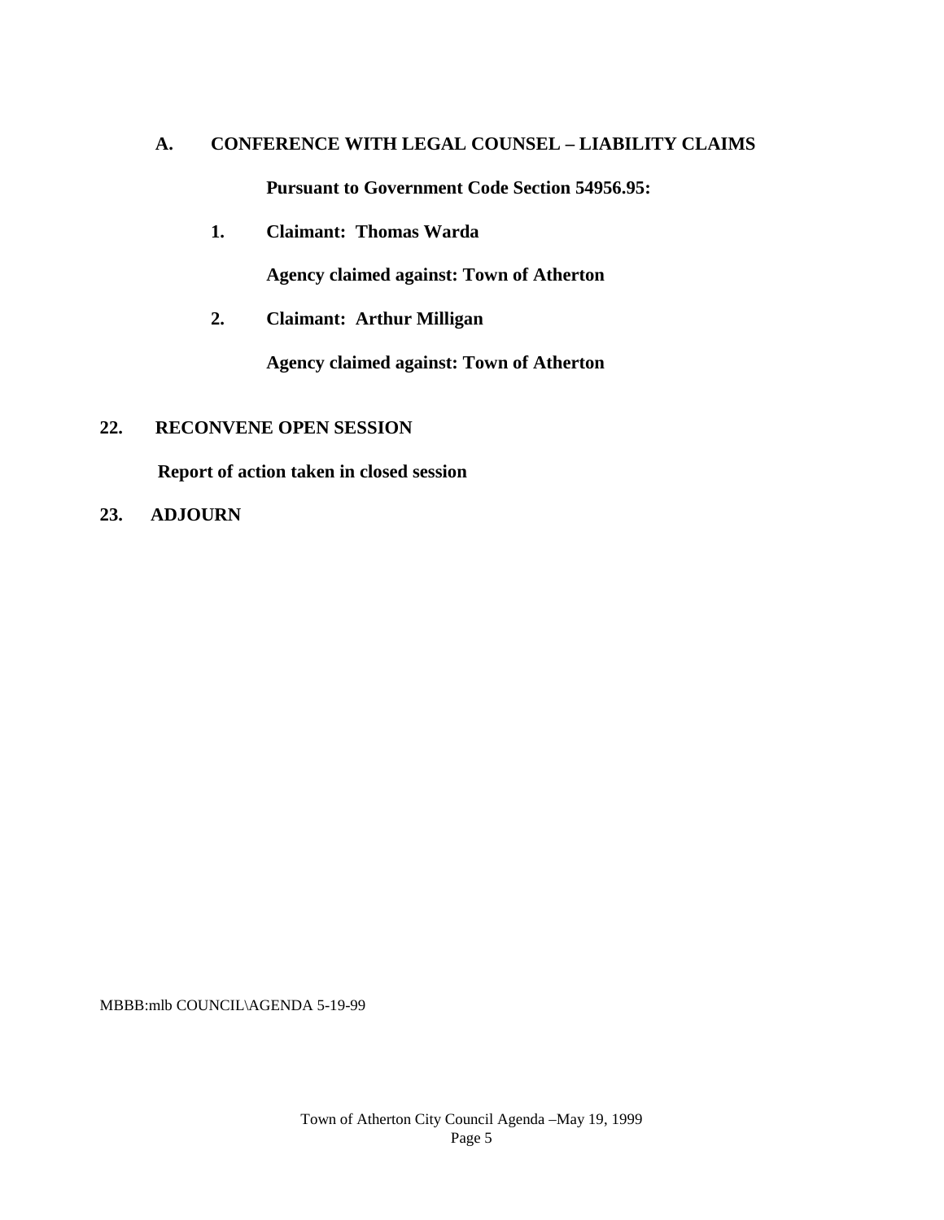**A. CONFERENCE WITH LEGAL COUNSEL – LIABILITY CLAIMS**

**Pursuant to Government Code Section 54956.95:**

1. **Claimant: Thomas Warda**

   **Agency claimed against: Town of Atherton**

2. **Claimant: Arthur Milligan**

   **Agency claimed against: Town of Atherton**

**22. RECONVENE OPEN SESSION**

**Report of action taken in closed session**

**23. ADJOURN**

MBBB:mlb COUNCIL\AGENDA 5-19-99